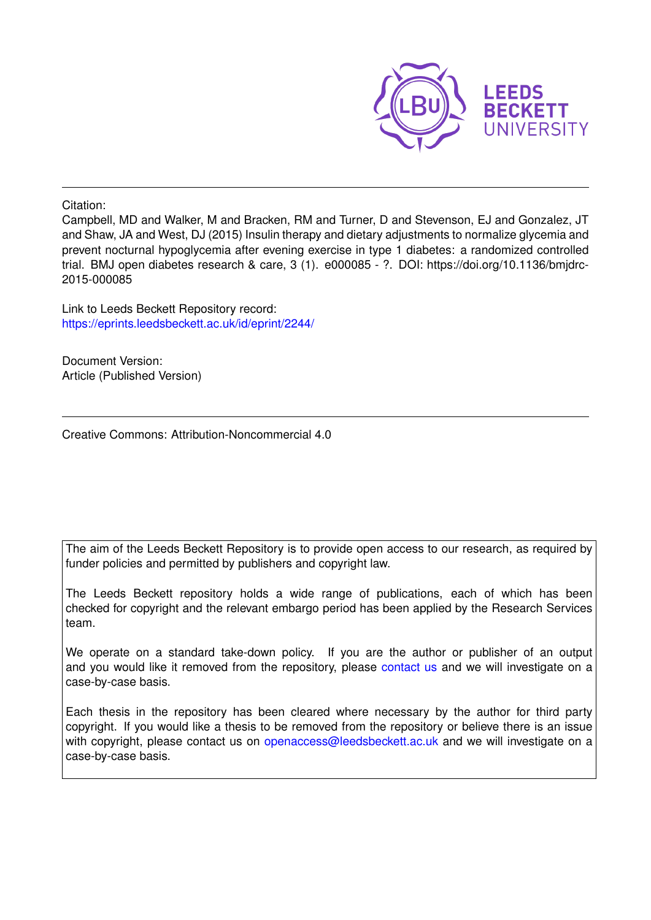LEEDS BECKETT UNIVERSITY

Citation:

Campbell, MD and Walker, M and Bracken, RM and Turner, D and Stevenson, EJ and Gonzalez, JT and Shaw, JA and West, DJ (2015) Insulin therapy and dietary adjustments to normalize glycemia and prevent nocturnal hypoglycemia after evening exercise in type 1 diabetes: a randomized controlled trial. BMJ open diabetes research & care, 3 (1). e000085 - ?. DOI: https://doi.org/10.1136/bmjdrc-2015-000085

Link to Leeds Beckett Repository record:
https://eprints.leedsbeckett.ac.uk/id/eprint/2244/

Document Version:
Article (Published Version)

Creative Commons: Attribution-Noncommercial 4.0

The aim of the Leeds Beckett Repository is to provide open access to our research, as required by funder policies and permitted by publishers and copyright law.

The Leeds Beckett repository holds a wide range of publications, each of which has been checked for copyright and the relevant embargo period has been applied by the Research Services team.

We operate on a standard take-down policy. If you are the author or publisher of an output and you would like it removed from the repository, please contact us and we will investigate on a case-by-case basis.

Each thesis in the repository has been cleared where necessary by the author for third party copyright. If you would like a thesis to be removed from the repository or believe there is an issue with copyright, please contact us on openaccess@leedsbeckett.ac.uk and we will investigate on a case-by-case basis.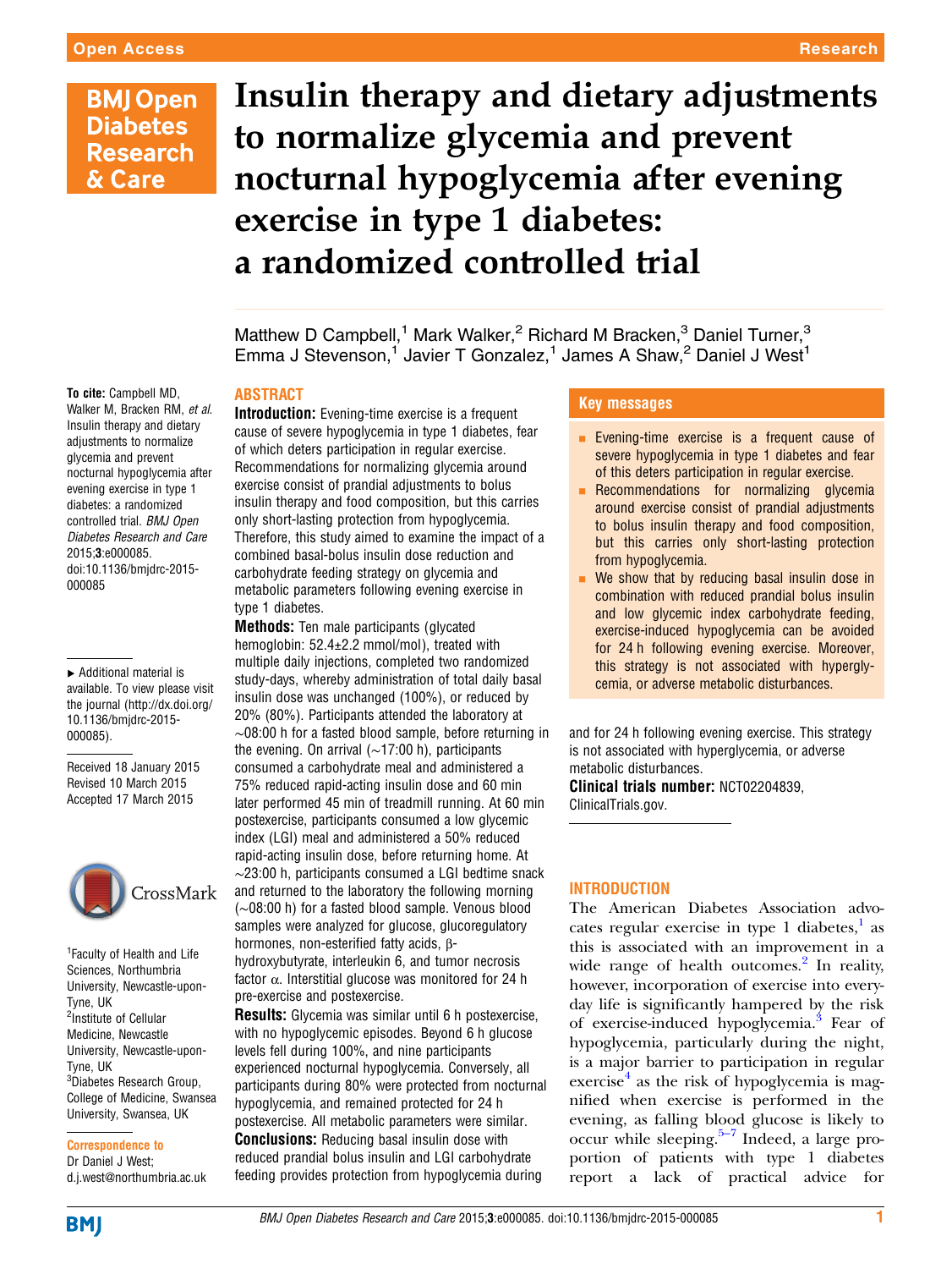# Insulin therapy and dietary adjustments to normalize glycemia and prevent nocturnal hypoglycemia after evening exercise in type 1 diabetes: a randomized controlled trial

Matthew D Campbell,[1] Mark Walker,[2] Richard M Bracken,[3] Daniel Turner,[3] Emma J Stevenson,[1] Javier T Gonzalez,[1] James A Shaw,[2] Daniel J West[1]

**To cite:** Campbell MD, Walker M, Bracken RM, *et al*. Insulin therapy and dietary adjustments to normalize glycemia and prevent nocturnal hypoglycemia after evening exercise in type 1 diabetes: a randomized controlled trial. *BMJ Open Diabetes Research and Care* 2015;**3**:e000085. doi:10.1136/bmjdrc-2015-000085

▸ Additional material is available. To view please visit the journal (http://dx.doi.org/10.1136/bmjdrc-2015-000085).

Received 18 January 2015
Revised 10 March 2015
Accepted 17 March 2015

[1]Faculty of Health and Life Sciences, Northumbria University, Newcastle-upon-Tyne, UK
[2]Institute of Cellular Medicine, Newcastle University, Newcastle-upon-Tyne, UK
[3]Diabetes Research Group, College of Medicine, Swansea University, Swansea, UK

**Correspondence to**
Dr Daniel J West;
d.j.west@northumbria.ac.uk

## ABSTRACT

**Introduction:** Evening-time exercise is a frequent cause of severe hypoglycemia in type 1 diabetes, fear of which deters participation in regular exercise. Recommendations for normalizing glycemia around exercise consist of prandial adjustments to bolus insulin therapy and food composition, but this carries only short-lasting protection from hypoglycemia. Therefore, this study aimed to examine the impact of a combined basal-bolus insulin dose reduction and carbohydrate feeding strategy on glycemia and metabolic parameters following evening exercise in type 1 diabetes.

**Methods:** Ten male participants (glycated hemoglobin: 52.4±2.2 mmol/mol), treated with multiple daily injections, completed two randomized study-days, whereby administration of total daily basal insulin dose was unchanged (100%), or reduced by 20% (80%). Participants attended the laboratory at ∼08:00 h for a fasted blood sample, before returning in the evening. On arrival (∼17:00 h), participants consumed a carbohydrate meal and administered a 75% reduced rapid-acting insulin dose and 60 min later performed 45 min of treadmill running. At 60 min postexercise, participants consumed a low glycemic index (LGI) meal and administered a 50% reduced rapid-acting insulin dose, before returning home. At ∼23:00 h, participants consumed a LGI bedtime snack and returned to the laboratory the following morning (∼08:00 h) for a fasted blood sample. Venous blood samples were analyzed for glucose, glucoregulatory hormones, non-esterified fatty acids, β-hydroxybutyrate, interleukin 6, and tumor necrosis factor α. Interstitial glucose was monitored for 24 h pre-exercise and postexercise.

**Results:** Glycemia was similar until 6 h postexercise, with no hypoglycemic episodes. Beyond 6 h glucose levels fell during 100%, and nine participants experienced nocturnal hypoglycemia. Conversely, all participants during 80% were protected from nocturnal hypoglycemia, and remained protected for 24 h postexercise. All metabolic parameters were similar.

**Conclusions:** Reducing basal insulin dose with reduced prandial bolus insulin and LGI carbohydrate feeding provides protection from hypoglycemia during and for 24 h following evening exercise. This strategy is not associated with hyperglycemia, or adverse metabolic disturbances.

**Clinical trials number:** NCT02204839, ClinicalTrials.gov.

### Key messages

- Evening-time exercise is a frequent cause of severe hypoglycemia in type 1 diabetes and fear of this deters participation in regular exercise.
- Recommendations for normalizing glycemia around exercise consist of prandial adjustments to bolus insulin therapy and food composition, but this carries only short-lasting protection from hypoglycemia.
- We show that by reducing basal insulin dose in combination with reduced prandial bolus insulin and low glycemic index carbohydrate feeding, exercise-induced hypoglycemia can be avoided for 24 h following evening exercise. Moreover, this strategy is not associated with hyperglycemia, or adverse metabolic disturbances.

## INTRODUCTION

The American Diabetes Association advocates regular exercise in type 1 diabetes,[1] as this is associated with an improvement in a wide range of health outcomes.[2] In reality, however, incorporation of exercise into everyday life is significantly hampered by the risk of exercise-induced hypoglycemia.[3] Fear of hypoglycemia, particularly during the night, is a major barrier to participation in regular exercise[4] as the risk of hypoglycemia is magnified when exercise is performed in the evening, as falling blood glucose is likely to occur while sleeping.[5–7] Indeed, a large proportion of patients with type 1 diabetes report a lack of practical advice for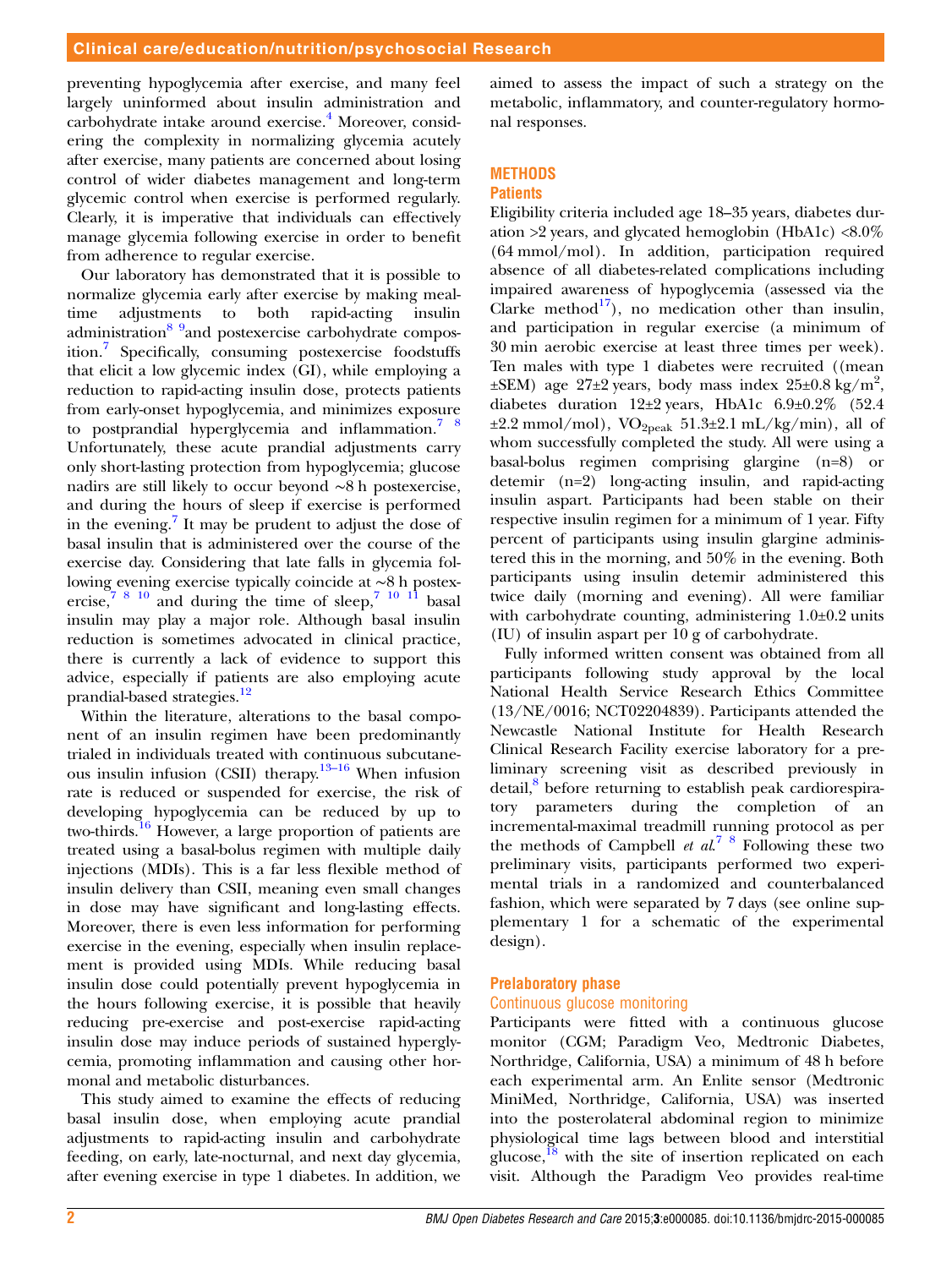preventing hypoglycemia after exercise, and many feel largely uninformed about insulin administration and carbohydrate intake around exercise.[4] Moreover, considering the complexity in normalizing glycemia acutely after exercise, many patients are concerned about losing control of wider diabetes management and long-term glycemic control when exercise is performed regularly. Clearly, it is imperative that individuals can effectively manage glycemia following exercise in order to benefit from adherence to regular exercise.

Our laboratory has demonstrated that it is possible to normalize glycemia early after exercise by making meal-time adjustments to both rapid-acting insulin administration[8 9]and postexercise carbohydrate composition.[7] Specifically, consuming postexercise foodstuffs that elicit a low glycemic index (GI), while employing a reduction to rapid-acting insulin dose, protects patients from early-onset hypoglycemia, and minimizes exposure to postprandial hyperglycemia and inflammation.[7 8] Unfortunately, these acute prandial adjustments carry only short-lasting protection from hypoglycemia; glucose nadirs are still likely to occur beyond ∼8 h postexercise, and during the hours of sleep if exercise is performed in the evening.[7] It may be prudent to adjust the dose of basal insulin that is administered over the course of the exercise day. Considering that late falls in glycemia following evening exercise typically coincide at ∼8 h postexercise,[7 8 10] and during the time of sleep,[7 10 11] basal insulin may play a major role. Although basal insulin reduction is sometimes advocated in clinical practice, there is currently a lack of evidence to support this advice, especially if patients are also employing acute prandial-based strategies.[12]

Within the literature, alterations to the basal component of an insulin regimen have been predominantly trialed in individuals treated with continuous subcutaneous insulin infusion (CSII) therapy.[13–16] When infusion rate is reduced or suspended for exercise, the risk of developing hypoglycemia can be reduced by up to two-thirds.[16] However, a large proportion of patients are treated using a basal-bolus regimen with multiple daily injections (MDIs). This is a far less flexible method of insulin delivery than CSII, meaning even small changes in dose may have significant and long-lasting effects. Moreover, there is even less information for performing exercise in the evening, especially when insulin replacement is provided using MDIs. While reducing basal insulin dose could potentially prevent hypoglycemia in the hours following exercise, it is possible that heavily reducing pre-exercise and post-exercise rapid-acting insulin dose may induce periods of sustained hyperglycemia, promoting inflammation and causing other hormonal and metabolic disturbances.

This study aimed to examine the effects of reducing basal insulin dose, when employing acute prandial adjustments to rapid-acting insulin and carbohydrate feeding, on early, late-nocturnal, and next day glycemia, after evening exercise in type 1 diabetes. In addition, we aimed to assess the impact of such a strategy on the metabolic, inflammatory, and counter-regulatory hormonal responses.

## METHODS

### Patients

Eligibility criteria included age 18–35 years, diabetes duration >2 years, and glycated hemoglobin (HbA1c) <8.0% (64 mmol/mol). In addition, participation required absence of all diabetes-related complications including impaired awareness of hypoglycemia (assessed via the Clarke method[17]), no medication other than insulin, and participation in regular exercise (a minimum of 30 min aerobic exercise at least three times per week). Ten males with type 1 diabetes were recruited ((mean ±SEM) age 27±2 years, body mass index 25±0.8 kg/m$^2$, diabetes duration 12±2 years, HbA1c 6.9±0.2% (52.4 ±2.2 mmol/mol), $VO_{2peak}$ 51.3±2.1 mL/kg/min), all of whom successfully completed the study. All were using a basal-bolus regimen comprising glargine (n=8) or detemir (n=2) long-acting insulin, and rapid-acting insulin aspart. Participants had been stable on their respective insulin regimen for a minimum of 1 year. Fifty percent of participants using insulin glargine administered this in the morning, and 50% in the evening. Both participants using insulin detemir administered this twice daily (morning and evening). All were familiar with carbohydrate counting, administering 1.0±0.2 units (IU) of insulin aspart per 10 g of carbohydrate.

Fully informed written consent was obtained from all participants following study approval by the local National Health Service Research Ethics Committee (13/NE/0016; NCT02204839). Participants attended the Newcastle National Institute for Health Research Clinical Research Facility exercise laboratory for a preliminary screening visit as described previously in detail,[8] before returning to establish peak cardiorespiratory parameters during the completion of an incremental-maximal treadmill running protocol as per the methods of Campbell *et al*.[7 8] Following these two preliminary visits, participants performed two experimental trials in a randomized and counterbalanced fashion, which were separated by 7 days (see online supplementary 1 for a schematic of the experimental design).

### Prelaboratory phase

#### Continuous glucose monitoring

Participants were fitted with a continuous glucose monitor (CGM; Paradigm Veo, Medtronic Diabetes, Northridge, California, USA) a minimum of 48 h before each experimental arm. An Enlite sensor (Medtronic MiniMed, Northridge, California, USA) was inserted into the posterolateral abdominal region to minimize physiological time lags between blood and interstitial glucose,[18] with the site of insertion replicated on each visit. Although the Paradigm Veo provides real-time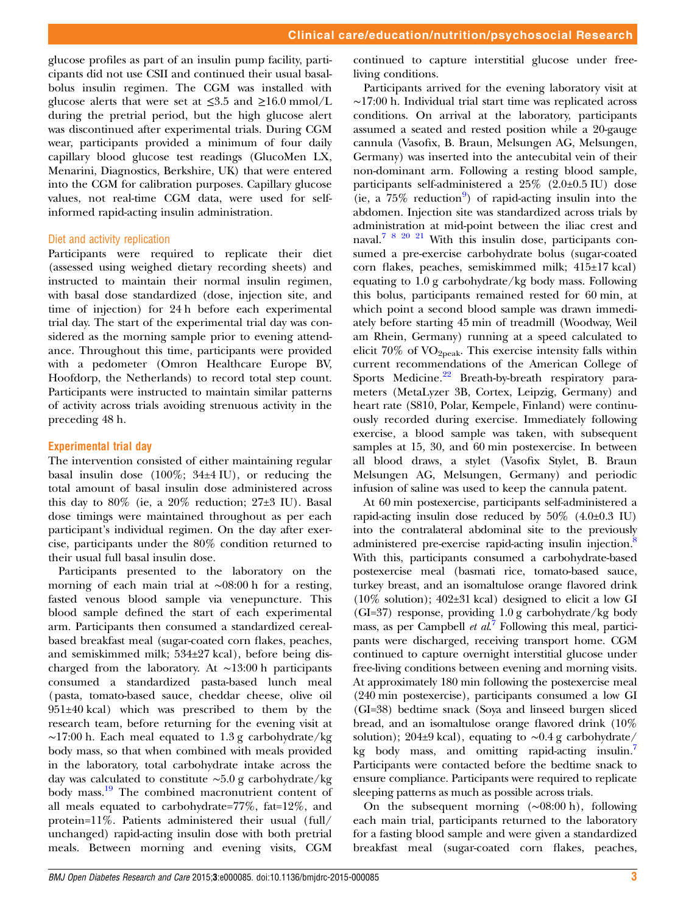glucose profiles as part of an insulin pump facility, participants did not use CSII and continued their usual basal-bolus insulin regimen. The CGM was installed with glucose alerts that were set at ≤3.5 and ≥16.0 mmol/L during the pretrial period, but the high glucose alert was discontinued after experimental trials. During CGM wear, participants provided a minimum of four daily capillary blood glucose test readings (GlucoMen LX, Menarini, Diagnostics, Berkshire, UK) that were entered into the CGM for calibration purposes. Capillary glucose values, not real-time CGM data, were used for self-informed rapid-acting insulin administration.

### Diet and activity replication

Participants were required to replicate their diet (assessed using weighed dietary recording sheets) and instructed to maintain their normal insulin regimen, with basal dose standardized (dose, injection site, and time of injection) for 24 h before each experimental trial day. The start of the experimental trial day was considered as the morning sample prior to evening attendance. Throughout this time, participants were provided with a pedometer (Omron Healthcare Europe BV, Hoofdorp, the Netherlands) to record total step count. Participants were instructed to maintain similar patterns of activity across trials avoiding strenuous activity in the preceding 48 h.

### Experimental trial day

The intervention consisted of either maintaining regular basal insulin dose (100%; 34±4 IU), or reducing the total amount of basal insulin dose administered across this day to 80% (ie, a 20% reduction; 27±3 IU). Basal dose timings were maintained throughout as per each participant's individual regimen. On the day after exercise, participants under the 80% condition returned to their usual full basal insulin dose.

Participants presented to the laboratory on the morning of each main trial at ∼08:00 h for a resting, fasted venous blood sample via venepuncture. This blood sample defined the start of each experimental arm. Participants then consumed a standardized cereal-based breakfast meal (sugar-coated corn flakes, peaches, and semiskimmed milk; 534±27 kcal), before being discharged from the laboratory. At ∼13:00 h participants consumed a standardized pasta-based lunch meal (pasta, tomato-based sauce, cheddar cheese, olive oil 951±40 kcal) which was prescribed to them by the research team, before returning for the evening visit at ∼17:00 h. Each meal equated to 1.3 g carbohydrate/kg body mass, so that when combined with meals provided in the laboratory, total carbohydrate intake across the day was calculated to constitute ∼5.0 g carbohydrate/kg body mass.[19] The combined macronutrient content of all meals equated to carbohydrate=77%, fat=12%, and protein=11%. Patients administered their usual (full/unchanged) rapid-acting insulin dose with both pretrial meals. Between morning and evening visits, CGM continued to capture interstitial glucose under free-living conditions.

Participants arrived for the evening laboratory visit at ∼17:00 h. Individual trial start time was replicated across conditions. On arrival at the laboratory, participants assumed a seated and rested position while a 20-gauge cannula (Vasofix, B. Braun, Melsungen AG, Melsungen, Germany) was inserted into the antecubital vein of their non-dominant arm. Following a resting blood sample, participants self-administered a 25% (2.0±0.5 IU) dose (ie, a 75% reduction[9]) of rapid-acting insulin into the abdomen. Injection site was standardized across trials by administration at mid-point between the iliac crest and naval.[7 8 20 21] With this insulin dose, participants consumed a pre-exercise carbohydrate bolus (sugar-coated corn flakes, peaches, semiskimmed milk; 415±17 kcal) equating to 1.0 g carbohydrate/kg body mass. Following this bolus, participants remained rested for 60 min, at which point a second blood sample was drawn immediately before starting 45 min of treadmill (Woodway, Weil am Rhein, Germany) running at a speed calculated to elicit 70% of $VO_{2peak}$. This exercise intensity falls within current recommendations of the American College of Sports Medicine.[22] Breath-by-breath respiratory parameters (MetaLyzer 3B, Cortex, Leipzig, Germany) and heart rate (S810, Polar, Kempele, Finland) were continuously recorded during exercise. Immediately following exercise, a blood sample was taken, with subsequent samples at 15, 30, and 60 min postexercise. In between all blood draws, a stylet (Vasofix Stylet, B. Braun Melsungen AG, Melsungen, Germany) and periodic infusion of saline was used to keep the cannula patent.

At 60 min postexercise, participants self-administered a rapid-acting insulin dose reduced by 50% (4.0±0.3 IU) into the contralateral abdominal site to the previously administered pre-exercise rapid-acting insulin injection.[8] With this, participants consumed a carbohydrate-based postexercise meal (basmati rice, tomato-based sauce, turkey breast, and an isomaltulose orange flavored drink (10% solution); 402±31 kcal) designed to elicit a low GI (GI=37) response, providing 1.0 g carbohydrate/kg body mass, as per Campbell *et al*.[7] Following this meal, participants were discharged, receiving transport home. CGM continued to capture overnight interstitial glucose under free-living conditions between evening and morning visits. At approximately 180 min following the postexercise meal (240 min postexercise), participants consumed a low GI (GI=38) bedtime snack (Soya and linseed burgen sliced bread, and an isomaltulose orange flavored drink (10% solution); 204±9 kcal), equating to ∼0.4 g carbohydrate/kg body mass, and omitting rapid-acting insulin.[7] Participants were contacted before the bedtime snack to ensure compliance. Participants were required to replicate sleeping patterns as much as possible across trials.

On the subsequent morning (∼08:00 h), following each main trial, participants returned to the laboratory for a fasting blood sample and were given a standardized breakfast meal (sugar-coated corn flakes, peaches,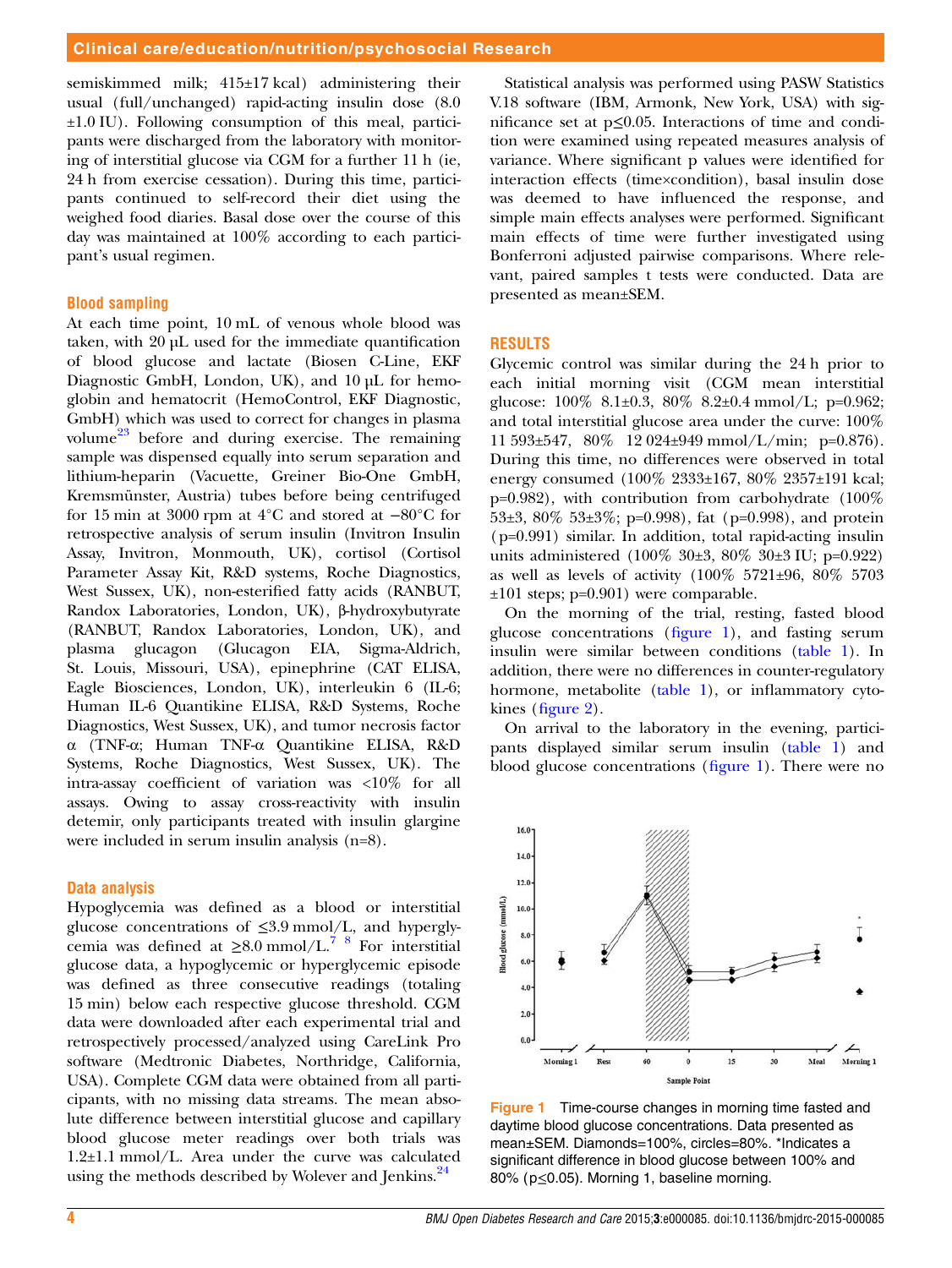semiskimmed milk; 415±17 kcal) administering their usual (full/unchanged) rapid-acting insulin dose (8.0 ±1.0 IU). Following consumption of this meal, participants were discharged from the laboratory with monitoring of interstitial glucose via CGM for a further 11 h (ie, 24 h from exercise cessation). During this time, participants continued to self-record their diet using the weighed food diaries. Basal dose over the course of this day was maintained at 100% according to each participant's usual regimen.

### Blood sampling

At each time point, 10 mL of venous whole blood was taken, with 20 μL used for the immediate quantification of blood glucose and lactate (Biosen C-Line, EKF Diagnostic GmbH, London, UK), and 10 μL for hemoglobin and hematocrit (HemoControl, EKF Diagnostic, GmbH) which was used to correct for changes in plasma volume[23] before and during exercise. The remaining sample was dispensed equally into serum separation and lithium-heparin (Vacuette, Greiner Bio-One GmbH, Kremsmünster, Austria) tubes before being centrifuged for 15 min at 3000 rpm at 4°C and stored at −80°C for retrospective analysis of serum insulin (Invitron Insulin Assay, Invitron, Monmouth, UK), cortisol (Cortisol Parameter Assay Kit, R&D systems, Roche Diagnostics, West Sussex, UK), non-esterified fatty acids (RANBUT, Randox Laboratories, London, UK), β-hydroxybutyrate (RANBUT, Randox Laboratories, London, UK), and plasma glucagon (Glucagon EIA, Sigma-Aldrich, St. Louis, Missouri, USA), epinephrine (CAT ELISA, Eagle Biosciences, London, UK), interleukin 6 (IL-6; Human IL-6 Quantikine ELISA, R&D Systems, Roche Diagnostics, West Sussex, UK), and tumor necrosis factor α (TNF-α; Human TNF-α Quantikine ELISA, R&D Systems, Roche Diagnostics, West Sussex, UK). The intra-assay coefficient of variation was <10% for all assays. Owing to assay cross-reactivity with insulin detemir, only participants treated with insulin glargine were included in serum insulin analysis (n=8).

### Data analysis

Hypoglycemia was defined as a blood or interstitial glucose concentrations of ≤3.9 mmol/L, and hyperglycemia was defined at ≥8.0 mmol/L.[7,8] For interstitial glucose data, a hypoglycemic or hyperglycemic episode was defined as three consecutive readings (totaling 15 min) below each respective glucose threshold. CGM data were downloaded after each experimental trial and retrospectively processed/analyzed using CareLink Pro software (Medtronic Diabetes, Northridge, California, USA). Complete CGM data were obtained from all participants, with no missing data streams. The mean absolute difference between interstitial glucose and capillary blood glucose meter readings over both trials was 1.2±1.1 mmol/L. Area under the curve was calculated using the methods described by Wolever and Jenkins.[24]

Statistical analysis was performed using PASW Statistics V.18 software (IBM, Armonk, New York, USA) with significance set at p≤0.05. Interactions of time and condition were examined using repeated measures analysis of variance. Where significant p values were identified for interaction effects (time×condition), basal insulin dose was deemed to have influenced the response, and simple main effects analyses were performed. Significant main effects of time were further investigated using Bonferroni adjusted pairwise comparisons. Where relevant, paired samples t tests were conducted. Data are presented as mean±SEM.

## RESULTS

Glycemic control was similar during the 24 h prior to each initial morning visit (CGM mean interstitial glucose: 100% 8.1±0.3, 80% 8.2±0.4 mmol/L; p=0.962; and total interstitial glucose area under the curve: 100% 11 593±547, 80% 12 024±949 mmol/L/min; p=0.876). During this time, no differences were observed in total energy consumed (100% 2333±167, 80% 2357±191 kcal; p=0.982), with contribution from carbohydrate (100% 53±3, 80% 53±3%; p=0.998), fat (p=0.998), and protein (p=0.991) similar. In addition, total rapid-acting insulin units administered (100% 30±3, 80% 30±3 IU; p=0.922) as well as levels of activity (100% 5721±96, 80% 5703 ±101 steps; p=0.901) were comparable.

On the morning of the trial, resting, fasted blood glucose concentrations (figure 1), and fasting serum insulin were similar between conditions (table 1). In addition, there were no differences in counter-regulatory hormone, metabolite (table 1), or inflammatory cytokines (figure 2).

On arrival to the laboratory in the evening, participants displayed similar serum insulin (table 1) and blood glucose concentrations (figure 1). There were no

**Figure 1** Time-course changes in morning time fasted and daytime blood glucose concentrations. Data presented as mean±SEM. Diamonds=100%, circles=80%. *Indicates a significant difference in blood glucose between 100% and 80% (p≤0.05). Morning 1, baseline morning.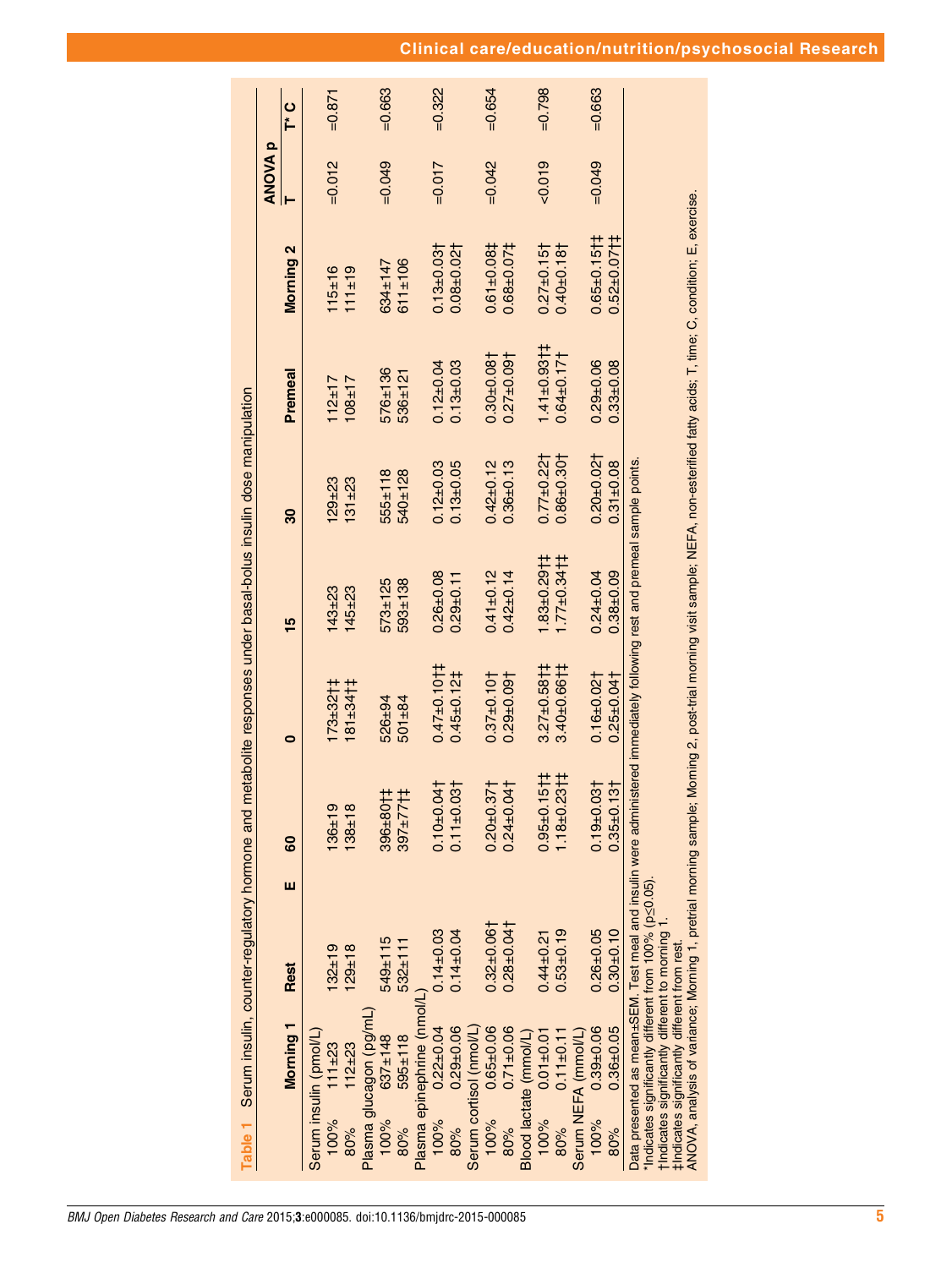**Table 1** Serum insulin, counter-regulatory hormone and metabolite responses under basal-bolus insulin dose manipulation

| | Morning 1 | Rest | E 60 | 0 | 15 | 30 | Premeal | Morning 2 | ANOVA p T | ANOVA p T* C |
|---|---|---|---|---|---|---|---|---|---|---|
| Serum insulin (pmol/L) | | | | | | | | | | |
| 100% | 111±23 | 132±19 | 136±19 | 173±32†‡ | 143±23 | 129±23 | 112±17 | 115±16 | =0.012 | =0.871 |
| 80% | 112±23 | 129±18 | 138±18 | 181±34†‡ | 145±23 | 131±23 | 108±17 | 111±19 | | |
| Plasma glucagon (pg/mL) | | | | | | | | | | |
| 100% | 637±148 | 549±115 | 396±80†‡ | 526±94 | 573±125 | 555±118 | 576±136 | 634±147 | =0.049 | =0.663 |
| 80% | 595±118 | 532±111 | 397±77†‡ | 501±84 | 593±138 | 540±128 | 536±121 | 611±106 | | |
| Plasma epinephrine (nmol/L) | | | | | | | | | | |
| 100% | 0.22±0.04 | 0.14±0.03 | 0.10±0.04† | 0.47±0.10†‡ | 0.26±0.08 | 0.12±0.03 | 0.12±0.04 | 0.13±0.03† | =0.017 | =0.322 |
| 80% | 0.29±0.06 | 0.14±0.04 | 0.11±0.03† | 0.45±0.12‡ | 0.29±0.11 | 0.13±0.05 | 0.13±0.03 | 0.08±0.02† | | |
| Serum cortisol (nmol/L) | | | | | | | | | | |
| 100% | 0.65±0.06 | 0.32±0.06† | 0.20±0.37† | 0.37±0.10† | 0.41±0.12 | 0.42±0.12 | 0.30±0.08† | 0.61±0.08‡ | =0.042 | =0.654 |
| 80% | 0.71±0.06 | 0.28±0.04† | 0.24±0.04† | 0.29±0.09† | 0.42±0.14 | 0.36±0.13 | 0.27±0.09† | 0.68±0.07‡ | | |
| Blood lactate (mmol/L) | | | | | | | | | | |
| 100% | 0.01±0.01 | 0.44±0.21 | 0.95±0.15†‡ | 3.27±0.58†‡ | 1.83±0.29†‡ | 0.77±0.22† | 1.41±0.93†‡ | 0.27±0.15† | <0.019 | =0.798 |
| 80% | 0.11±0.11 | 0.53±0.19 | 1.18±0.23†‡ | 3.40±0.66†‡ | 1.77±0.34†‡ | 0.86±0.30† | 0.64±0.17† | 0.40±0.18† | | |
| Serum NEFA (mmol/L) | | | | | | | | | | |
| 100% | 0.39±0.06 | 0.26±0.05 | 0.19±0.03† | 0.16±0.02† | 0.24±0.04 | 0.20±0.02† | 0.29±0.06 | 0.65±0.15†‡ | =0.049 | =0.663 |
| 80% | 0.36±0.05 | 0.30±0.10 | 0.35±0.13† | 0.25±0.04† | 0.38±0.09 | 0.31±0.08 | 0.33±0.08 | 0.52±0.07†‡ | | |

Data presented as mean±SEM. Test meal and insulin were administered immediately following rest and premeal sample points.
*Indicates significantly different from 100% (p≤0.05).
†Indicates significantly different to morning 1.
‡Indicates significantly different from rest.
ANOVA, analysis of variance; Morning 1, pretrial morning sample; Morning 2, post-trial morning visit sample; NEFA, non-esterified fatty acids; T, time; C, condition; E, exercise.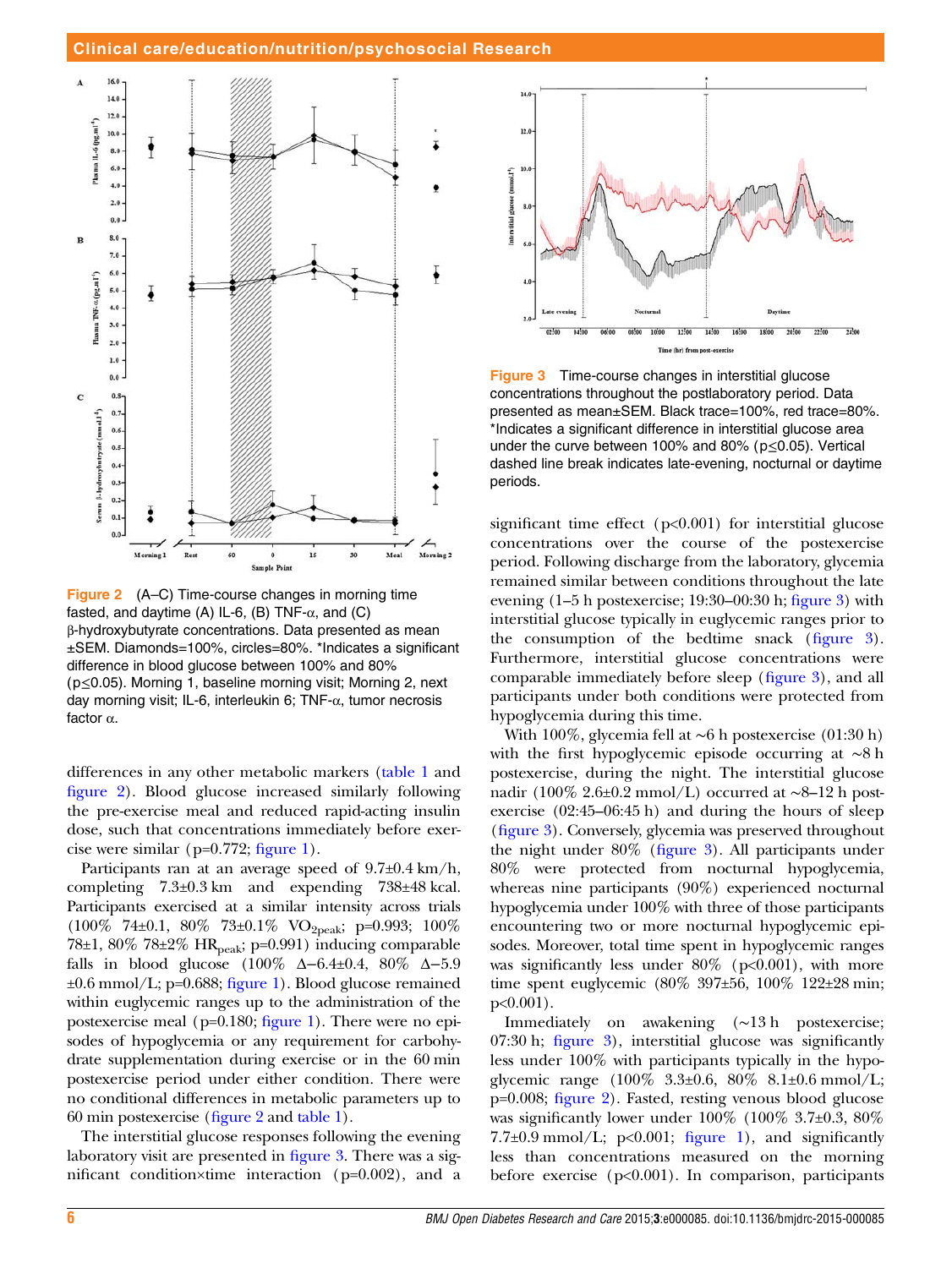Figure 2 (A–C) Time-course changes in morning time fasted, and daytime (A) IL-6, (B) TNF-α, and (C) β-hydroxybutyrate concentrations. Data presented as mean ±SEM. Diamonds=100%, circles=80%. *Indicates a significant difference in blood glucose between 100% and 80% ($p \le 0.05$). Morning 1, baseline morning visit; Morning 2, next day morning visit; IL-6, interleukin 6; TNF-α, tumor necrosis factor α.

Figure 3 Time-course changes in interstitial glucose concentrations throughout the postlaboratory period. Data presented as mean±SEM. Black trace=100%, red trace=80%. *Indicates a significant difference in interstitial glucose area under the curve between 100% and 80% ($p \le 0.05$). Vertical dashed line break indicates late-evening, nocturnal or daytime periods.

differences in any other metabolic markers (table 1 and figure 2). Blood glucose increased similarly following the pre-exercise meal and reduced rapid-acting insulin dose, such that concentrations immediately before exercise were similar (p=0.772; figure 1).

Participants ran at an average speed of 9.7±0.4 km/h, completing 7.3±0.3 km and expending 738±48 kcal. Participants exercised at a similar intensity across trials (100% 74±0.1, 80% 73±0.1% $VO_{2peak}$; p=0.993; 100% 78±1, 80% 78±2% $HR_{peak}$; p=0.991) inducing comparable falls in blood glucose (100% Δ−6.4±0.4, 80% Δ−5.9 ±0.6 mmol/L; p=0.688; figure 1). Blood glucose remained within euglycemic ranges up to the administration of the postexercise meal (p=0.180; figure 1). There were no episodes of hypoglycemia or any requirement for carbohydrate supplementation during exercise or in the 60 min postexercise period under either condition. There were no conditional differences in metabolic parameters up to 60 min postexercise (figure 2 and table 1).

The interstitial glucose responses following the evening laboratory visit are presented in figure 3. There was a significant condition×time interaction (p=0.002), and a significant time effect (p<0.001) for interstitial glucose concentrations over the course of the postexercise period. Following discharge from the laboratory, glycemia remained similar between conditions throughout the late evening (1–5 h postexercise; 19:30–00:30 h; figure 3) with interstitial glucose typically in euglycemic ranges prior to the consumption of the bedtime snack (figure 3). Furthermore, interstitial glucose concentrations were comparable immediately before sleep (figure 3), and all participants under both conditions were protected from hypoglycemia during this time.

With 100%, glycemia fell at ~6 h postexercise (01:30 h) with the first hypoglycemic episode occurring at ~8 h postexercise, during the night. The interstitial glucose nadir (100% 2.6±0.2 mmol/L) occurred at ~8–12 h postexercise (02:45–06:45 h) and during the hours of sleep (figure 3). Conversely, glycemia was preserved throughout the night under 80% (figure 3). All participants under 80% were protected from nocturnal hypoglycemia, whereas nine participants (90%) experienced nocturnal hypoglycemia under 100% with three of those participants encountering two or more nocturnal hypoglycemic episodes. Moreover, total time spent in hypoglycemic ranges was significantly less under 80% (p<0.001), with more time spent euglycemic (80% 397±56, 100% 122±28 min; p<0.001).

Immediately on awakening (~13 h postexercise; 07:30 h; figure 3), interstitial glucose was significantly less under 100% with participants typically in the hypoglycemic range (100% 3.3±0.6, 80% 8.1±0.6 mmol/L; p=0.008; figure 2). Fasted, resting venous blood glucose was significantly lower under 100% (100% 3.7±0.3, 80% 7.7±0.9 mmol/L; p<0.001; figure 1), and significantly less than concentrations measured on the morning before exercise (p<0.001). In comparison, participants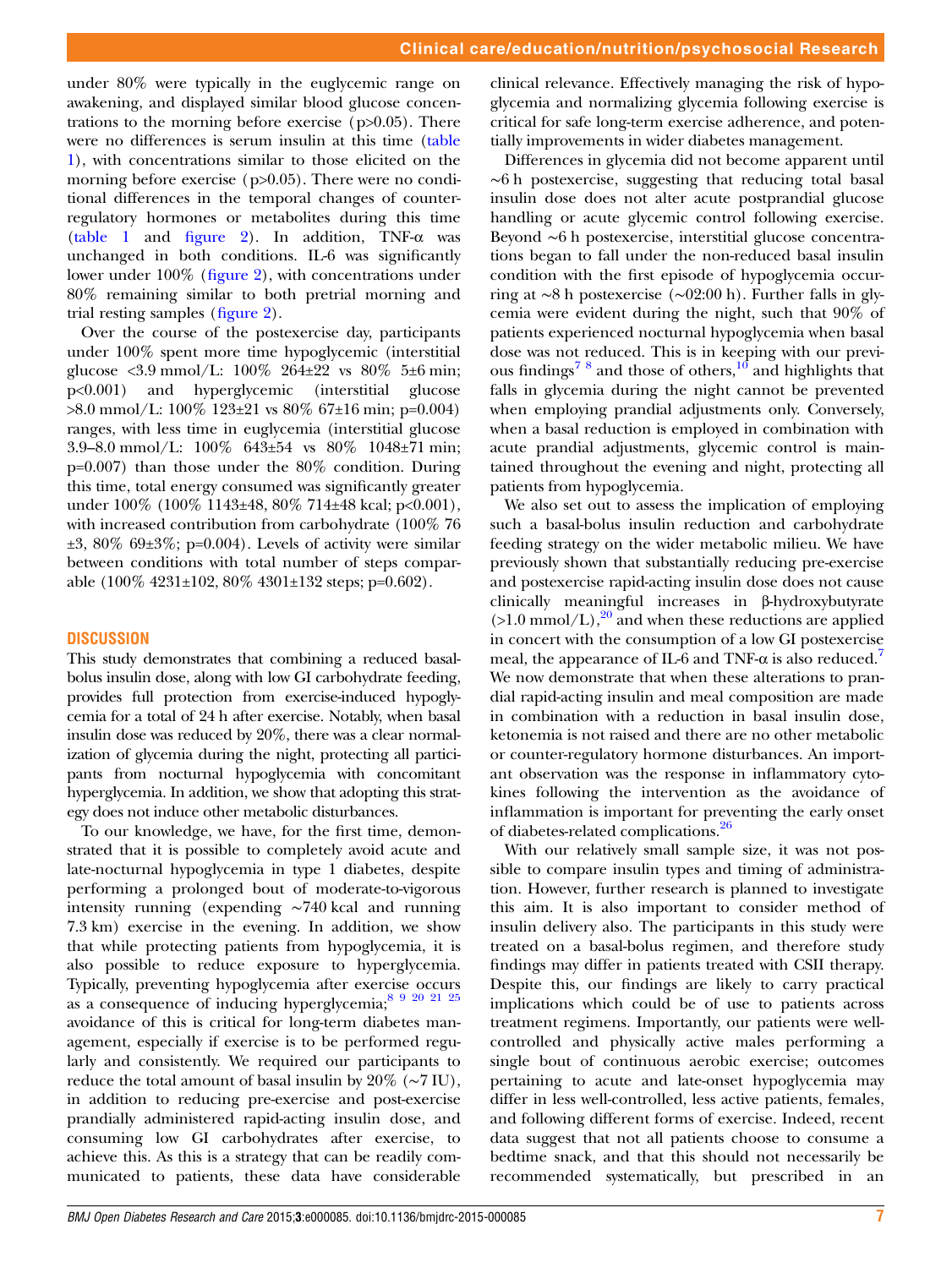under 80% were typically in the euglycemic range on awakening, and displayed similar blood glucose concentrations to the morning before exercise (p>0.05). There were no differences is serum insulin at this time (table 1), with concentrations similar to those elicited on the morning before exercise (p>0.05). There were no conditional differences in the temporal changes of counter-regulatory hormones or metabolites during this time (table 1 and figure 2). In addition, TNF-α was unchanged in both conditions. IL-6 was significantly lower under 100% (figure 2), with concentrations under 80% remaining similar to both pretrial morning and trial resting samples (figure 2).

Over the course of the postexercise day, participants under 100% spent more time hypoglycemic (interstitial glucose <3.9 mmol/L: 100% 264±22 vs 80% 5±6 min; p<0.001) and hyperglycemic (interstitial glucose >8.0 mmol/L: 100% 123±21 vs 80% 67±16 min; p=0.004) ranges, with less time in euglycemia (interstitial glucose 3.9–8.0 mmol/L: 100% 643±54 vs 80% 1048±71 min; p=0.007) than those under the 80% condition. During this time, total energy consumed was significantly greater under 100% (100% 1143±48, 80% 714±48 kcal; p<0.001), with increased contribution from carbohydrate (100% 76 ±3, 80% 69±3%; p=0.004). Levels of activity were similar between conditions with total number of steps comparable (100% 4231±102, 80% 4301±132 steps; p=0.602).

## DISCUSSION

This study demonstrates that combining a reduced basal-bolus insulin dose, along with low GI carbohydrate feeding, provides full protection from exercise-induced hypoglycemia for a total of 24 h after exercise. Notably, when basal insulin dose was reduced by 20%, there was a clear normalization of glycemia during the night, protecting all participants from nocturnal hypoglycemia with concomitant hyperglycemia. In addition, we show that adopting this strategy does not induce other metabolic disturbances.

To our knowledge, we have, for the first time, demonstrated that it is possible to completely avoid acute and late-nocturnal hypoglycemia in type 1 diabetes, despite performing a prolonged bout of moderate-to-vigorous intensity running (expending ∼740 kcal and running 7.3 km) exercise in the evening. In addition, we show that while protecting patients from hypoglycemia, it is also possible to reduce exposure to hyperglycemia. Typically, preventing hypoglycemia after exercise occurs as a consequence of inducing hyperglycemia;[8 9 20 21 25] avoidance of this is critical for long-term diabetes management, especially if exercise is to be performed regularly and consistently. We required our participants to reduce the total amount of basal insulin by 20% (∼7 IU), in addition to reducing pre-exercise and post-exercise prandially administered rapid-acting insulin dose, and consuming low GI carbohydrates after exercise, to achieve this. As this is a strategy that can be readily communicated to patients, these data have considerable clinical relevance. Effectively managing the risk of hypoglycemia and normalizing glycemia following exercise is critical for safe long-term exercise adherence, and potentially improvements in wider diabetes management.

Differences in glycemia did not become apparent until ∼6 h postexercise, suggesting that reducing total basal insulin dose does not alter acute postprandial glucose handling or acute glycemic control following exercise. Beyond ∼6 h postexercise, interstitial glucose concentrations began to fall under the non-reduced basal insulin condition with the first episode of hypoglycemia occurring at ∼8 h postexercise (∼02:00 h). Further falls in glycemia were evident during the night, such that 90% of patients experienced nocturnal hypoglycemia when basal dose was not reduced. This is in keeping with our previous findings[7 8] and those of others,[10] and highlights that falls in glycemia during the night cannot be prevented when employing prandial adjustments only. Conversely, when a basal reduction is employed in combination with acute prandial adjustments, glycemic control is maintained throughout the evening and night, protecting all patients from hypoglycemia.

We also set out to assess the implication of employing such a basal-bolus insulin reduction and carbohydrate feeding strategy on the wider metabolic milieu. We have previously shown that substantially reducing pre-exercise and postexercise rapid-acting insulin dose does not cause clinically meaningful increases in β-hydroxybutyrate (>1.0 mmol/L),[20] and when these reductions are applied in concert with the consumption of a low GI postexercise meal, the appearance of IL-6 and TNF-α is also reduced.[7] We now demonstrate that when these alterations to prandial rapid-acting insulin and meal composition are made in combination with a reduction in basal insulin dose, ketonemia is not raised and there are no other metabolic or counter-regulatory hormone disturbances. An important observation was the response in inflammatory cytokines following the intervention as the avoidance of inflammation is important for preventing the early onset of diabetes-related complications.[26]

With our relatively small sample size, it was not possible to compare insulin types and timing of administration. However, further research is planned to investigate this aim. It is also important to consider method of insulin delivery also. The participants in this study were treated on a basal-bolus regimen, and therefore study findings may differ in patients treated with CSII therapy. Despite this, our findings are likely to carry practical implications which could be of use to patients across treatment regimens. Importantly, our patients were well-controlled and physically active males performing a single bout of continuous aerobic exercise; outcomes pertaining to acute and late-onset hypoglycemia may differ in less well-controlled, less active patients, females, and following different forms of exercise. Indeed, recent data suggest that not all patients choose to consume a bedtime snack, and that this should not necessarily be recommended systematically, but prescribed in an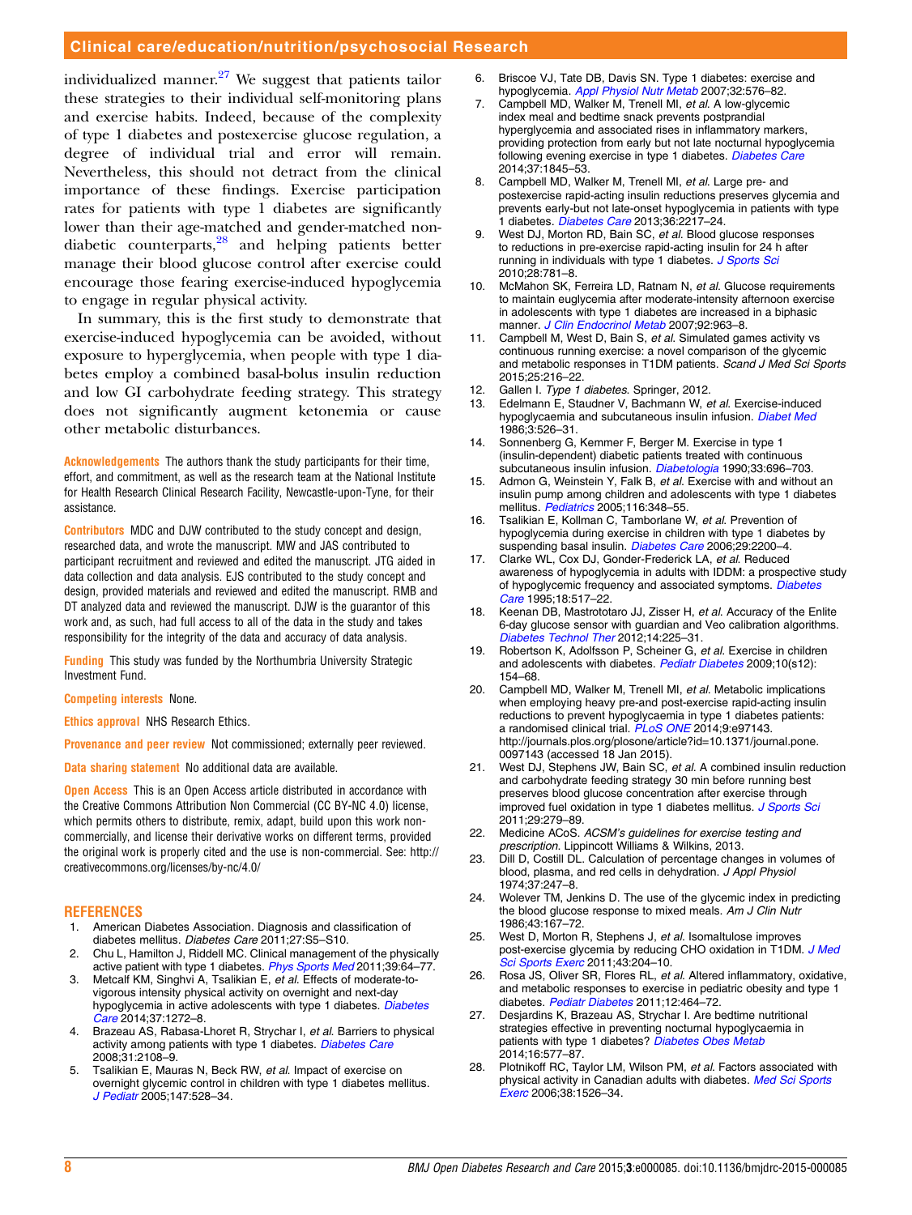individualized manner.[27] We suggest that patients tailor these strategies to their individual self-monitoring plans and exercise habits. Indeed, because of the complexity of type 1 diabetes and postexercise glucose regulation, a degree of individual trial and error will remain. Nevertheless, this should not detract from the clinical importance of these findings. Exercise participation rates for patients with type 1 diabetes are significantly lower than their age-matched and gender-matched non-diabetic counterparts,[28] and helping patients better manage their blood glucose control after exercise could encourage those fearing exercise-induced hypoglycemia to engage in regular physical activity.

In summary, this is the first study to demonstrate that exercise-induced hypoglycemia can be avoided, without exposure to hyperglycemia, when people with type 1 diabetes employ a combined basal-bolus insulin reduction and low GI carbohydrate feeding strategy. This strategy does not significantly augment ketonemia or cause other metabolic disturbances.

**Acknowledgements** The authors thank the study participants for their time, effort, and commitment, as well as the research team at the National Institute for Health Research Clinical Research Facility, Newcastle-upon-Tyne, for their assistance.

**Contributors** MDC and DJW contributed to the study concept and design, researched data, and wrote the manuscript. MW and JAS contributed to participant recruitment and reviewed and edited the manuscript. JTG aided in data collection and data analysis. EJS contributed to the study concept and design, provided materials and reviewed and edited the manuscript. RMB and DT analyzed data and reviewed the manuscript. DJW is the guarantor of this work and, as such, had full access to all of the data in the study and takes responsibility for the integrity of the data and accuracy of data analysis.

**Funding** This study was funded by the Northumbria University Strategic Investment Fund.

**Competing interests** None.

**Ethics approval** NHS Research Ethics.

**Provenance and peer review** Not commissioned; externally peer reviewed.

**Data sharing statement** No additional data are available.

**Open Access** This is an Open Access article distributed in accordance with the Creative Commons Attribution Non Commercial (CC BY-NC 4.0) license, which permits others to distribute, remix, adapt, build upon this work non-commercially, and license their derivative works on different terms, provided the original work is properly cited and the use is non-commercial. See: http://creativecommons.org/licenses/by-nc/4.0/

## REFERENCES

1. American Diabetes Association. Diagnosis and classification of diabetes mellitus. *Diabetes Care* 2011;27:S5–S10.
2. Chu L, Hamilton J, Riddell MC. Clinical management of the physically active patient with type 1 diabetes. *Phys Sports Med* 2011;39:64–77.
3. Metcalf KM, Singhvi A, Tsalikian E, *et al*. Effects of moderate-to-vigorous intensity physical activity on overnight and next-day hypoglycemia in active adolescents with type 1 diabetes. *Diabetes Care* 2014;37:1272–8.
4. Brazeau AS, Rabasa-Lhoret R, Strychar I, *et al*. Barriers to physical activity among patients with type 1 diabetes. *Diabetes Care* 2008;31:2108–9.
5. Tsalikian E, Mauras N, Beck RW, *et al*. Impact of exercise on overnight glycemic control in children with type 1 diabetes mellitus. *J Pediatr* 2005;147:528–34.
6. Briscoe VJ, Tate DB, Davis SN. Type 1 diabetes: exercise and hypoglycemia. *Appl Physiol Nutr Metab* 2007;32:576–82.
7. Campbell MD, Walker M, Trenell MI, *et al*. A low-glycemic index meal and bedtime snack prevents postprandial hyperglycemia and associated rises in inflammatory markers, providing protection from early but not late nocturnal hypoglycemia following evening exercise in type 1 diabetes. *Diabetes Care* 2014;37:1845–53.
8. Campbell MD, Walker M, Trenell MI, *et al*. Large pre- and postexercise rapid-acting insulin reductions preserves glycemia and prevents early-but not late-onset hypoglycemia in patients with type 1 diabetes. *Diabetes Care* 2013;36:2217–24.
9. West DJ, Morton RD, Bain SC, *et al*. Blood glucose responses to reductions in pre-exercise rapid-acting insulin for 24 h after running in individuals with type 1 diabetes. *J Sports Sci* 2010;28:781–8.
10. McMahon SK, Ferreira LD, Ratnam N, *et al*. Glucose requirements to maintain euglycemia after moderate-intensity afternoon exercise in adolescents with type 1 diabetes are increased in a biphasic manner. *J Clin Endocrinol Metab* 2007;92:963–8.
11. Campbell M, West D, Bain S, *et al*. Simulated games activity vs continuous running exercise: a novel comparison of the glycemic and metabolic responses in T1DM patients. *Scand J Med Sci Sports* 2015;25:216–22.
12. Gallen I. *Type 1 diabetes*. Springer, 2012.
13. Edelmann E, Staudner V, Bachmann W, *et al*. Exercise-induced hypoglycaemia and subcutaneous insulin infusion. *Diabet Med* 1986;3:526–31.
14. Sonnenberg G, Kemmer F, Berger M. Exercise in type 1 (insulin-dependent) diabetic patients treated with continuous subcutaneous insulin infusion. *Diabetologia* 1990;33:696–703.
15. Admon G, Weinstein Y, Falk B, *et al*. Exercise with and without an insulin pump among children and adolescents with type 1 diabetes mellitus. *Pediatrics* 2005;116:348–55.
16. Tsalikian E, Kollman C, Tamborlane W, *et al*. Prevention of hypoglycemia during exercise in children with type 1 diabetes by suspending basal insulin. *Diabetes Care* 2006;29:2200–4.
17. Clarke WL, Cox DJ, Gonder-Frederick LA, *et al*. Reduced awareness of hypoglycemia in adults with IDDM: a prospective study of hypoglycemic frequency and associated symptoms. *Diabetes Care* 1995;18:517–22.
18. Keenan DB, Mastrototaro JJ, Zisser H, *et al*. Accuracy of the Enlite 6-day glucose sensor with guardian and Veo calibration algorithms. *Diabetes Technol Ther* 2012;14:225–31.
19. Robertson K, Adolfsson P, Scheiner G, *et al*. Exercise in children and adolescents with diabetes. *Pediatr Diabetes* 2009;10(s12):154–68.
20. Campbell MD, Walker M, Trenell MI, *et al*. Metabolic implications when employing heavy pre-and post-exercise rapid-acting insulin reductions to prevent hypoglycaemia in type 1 diabetes patients: a randomised clinical trial. *PLoS ONE* 2014;9:e97143. http://journals.plos.org/plosone/article?id=10.1371/journal.pone.0097143 (accessed 18 Jan 2015).
21. West DJ, Stephens JW, Bain SC, *et al*. A combined insulin reduction and carbohydrate feeding strategy 30 min before running best preserves blood glucose concentration after exercise through improved fuel oxidation in type 1 diabetes mellitus. *J Sports Sci* 2011;29:279–89.
22. Medicine ACoS. *ACSM's guidelines for exercise testing and prescription*. Lippincott Williams & Wilkins, 2013.
23. Dill D, Costill DL. Calculation of percentage changes in volumes of blood, plasma, and red cells in dehydration. *J Appl Physiol* 1974;37:247–8.
24. Wolever TM, Jenkins D. The use of the glycemic index in predicting the blood glucose response to mixed meals. *Am J Clin Nutr* 1986;43:167–72.
25. West D, Morton R, Stephens J, *et al*. Isomaltulose improves post-exercise glycemia by reducing CHO oxidation in T1DM. *J Med Sci Sports Exerc* 2011;43:204–10.
26. Rosa JS, Oliver SR, Flores RL, *et al*. Altered inflammatory, oxidative, and metabolic responses to exercise in pediatric obesity and type 1 diabetes. *Pediatr Diabetes* 2011;12:464–72.
27. Desjardins K, Brazeau AS, Strychar I. Are bedtime nutritional strategies effective in preventing nocturnal hypoglycaemia in patients with type 1 diabetes? *Diabetes Obes Metab* 2014;16:577–87.
28. Plotnikoff RC, Taylor LM, Wilson PM, *et al*. Factors associated with physical activity in Canadian adults with diabetes. *Med Sci Sports Exerc* 2006;38:1526–34.